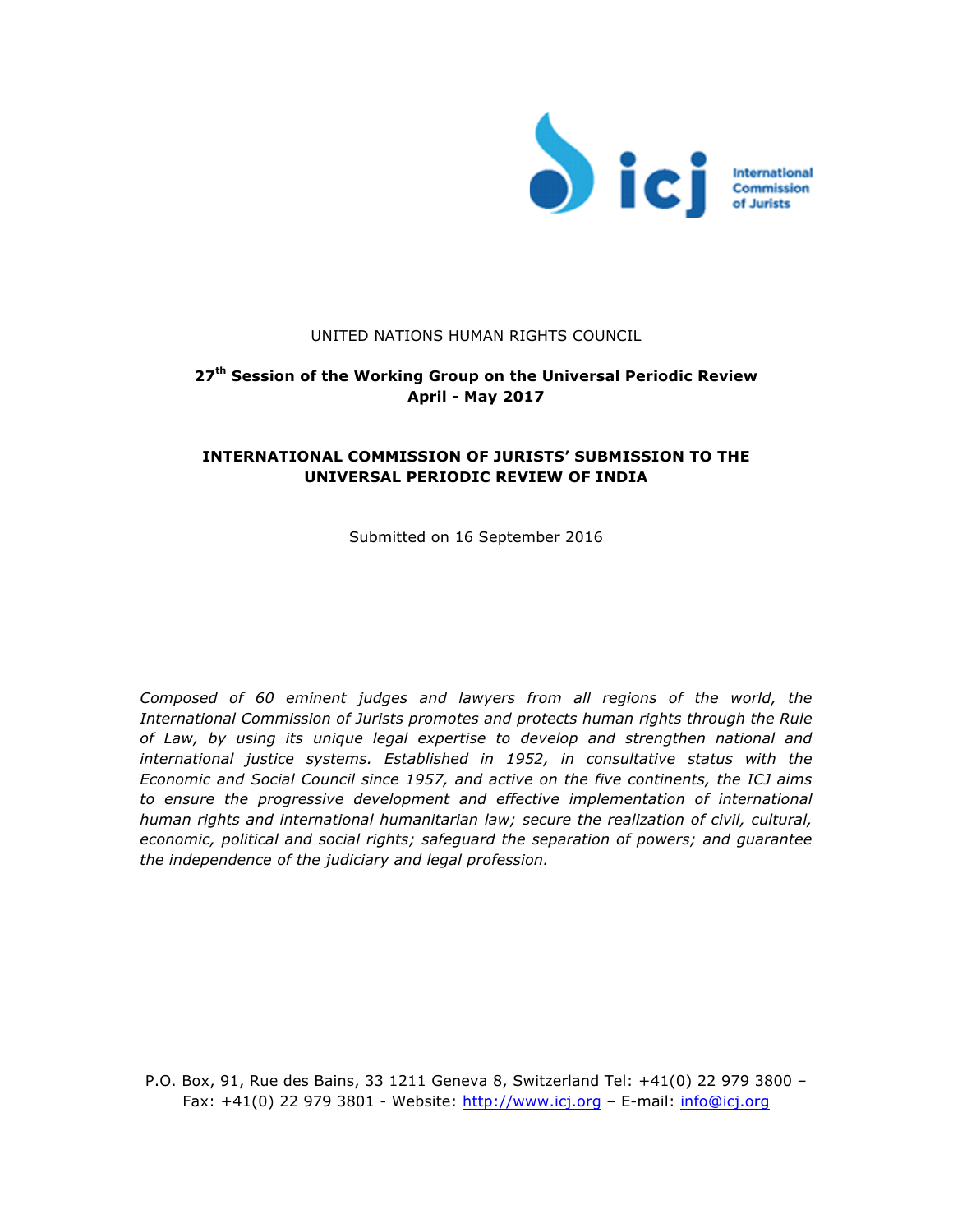icj International Commission of Jurists

UNITED NATIONS HUMAN RIGHTS COUNCIL

**27th Session of the Working Group on the Universal Periodic Review**
**April - May 2017**

**INTERNATIONAL COMMISSION OF JURISTS' SUBMISSION TO THE UNIVERSAL PERIODIC REVIEW OF INDIA**

Submitted on 16 September 2016

*Composed of 60 eminent judges and lawyers from all regions of the world, the International Commission of Jurists promotes and protects human rights through the Rule of Law, by using its unique legal expertise to develop and strengthen national and international justice systems. Established in 1952, in consultative status with the Economic and Social Council since 1957, and active on the five continents, the ICJ aims to ensure the progressive development and effective implementation of international human rights and international humanitarian law; secure the realization of civil, cultural, economic, political and social rights; safeguard the separation of powers; and guarantee the independence of the judiciary and legal profession.*

P.O. Box, 91, Rue des Bains, 33 1211 Geneva 8, Switzerland Tel: +41(0) 22 979 3800 – Fax: +41(0) 22 979 3801 - Website: http://www.icj.org – E-mail: info@icj.org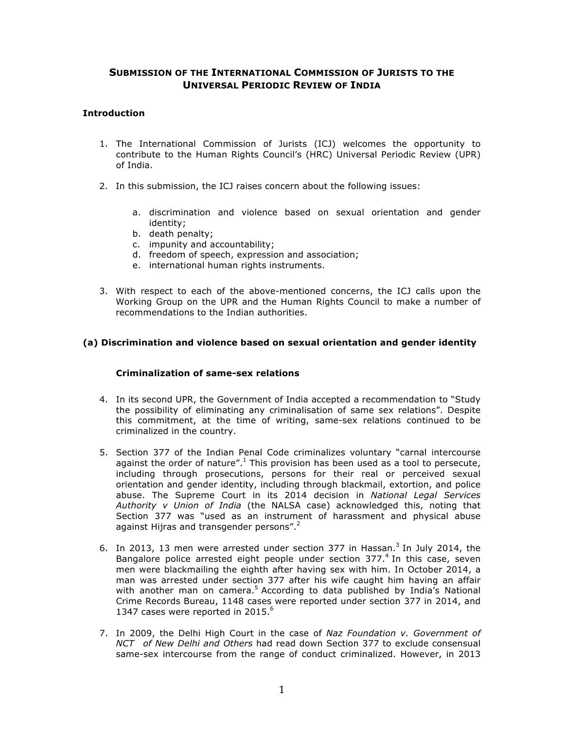# SUBMISSION OF THE INTERNATIONAL COMMISSION OF JURISTS TO THE UNIVERSAL PERIODIC REVIEW OF INDIA

## Introduction

1. The International Commission of Jurists (ICJ) welcomes the opportunity to contribute to the Human Rights Council's (HRC) Universal Periodic Review (UPR) of India.

2. In this submission, the ICJ raises concern about the following issues:

   a. discrimination and violence based on sexual orientation and gender identity;
   b. death penalty;
   c. impunity and accountability;
   d. freedom of speech, expression and association;
   e. international human rights instruments.

3. With respect to each of the above-mentioned concerns, the ICJ calls upon the Working Group on the UPR and the Human Rights Council to make a number of recommendations to the Indian authorities.

## (a) Discrimination and violence based on sexual orientation and gender identity

### Criminalization of same-sex relations

4. In its second UPR, the Government of India accepted a recommendation to "Study the possibility of eliminating any criminalisation of same sex relations". Despite this commitment, at the time of writing, same-sex relations continued to be criminalized in the country.

5. Section 377 of the Indian Penal Code criminalizes voluntary "carnal intercourse against the order of nature".[1] This provision has been used as a tool to persecute, including through prosecutions, persons for their real or perceived sexual orientation and gender identity, including through blackmail, extortion, and police abuse. The Supreme Court in its 2014 decision in *National Legal Services Authority v Union of India* (the NALSA case) acknowledged this, noting that Section 377 was "used as an instrument of harassment and physical abuse against Hijras and transgender persons".[2]

6. In 2013, 13 men were arrested under section 377 in Hassan.[3] In July 2014, the Bangalore police arrested eight people under section 377.[4] In this case, seven men were blackmailing the eighth after having sex with him. In October 2014, a man was arrested under section 377 after his wife caught him having an affair with another man on camera.[5] According to data published by India's National Crime Records Bureau, 1148 cases were reported under section 377 in 2014, and 1347 cases were reported in 2015.[6]

7. In 2009, the Delhi High Court in the case of *Naz Foundation v. Government of NCT of New Delhi and Others* had read down Section 377 to exclude consensual same-sex intercourse from the range of conduct criminalized. However, in 2013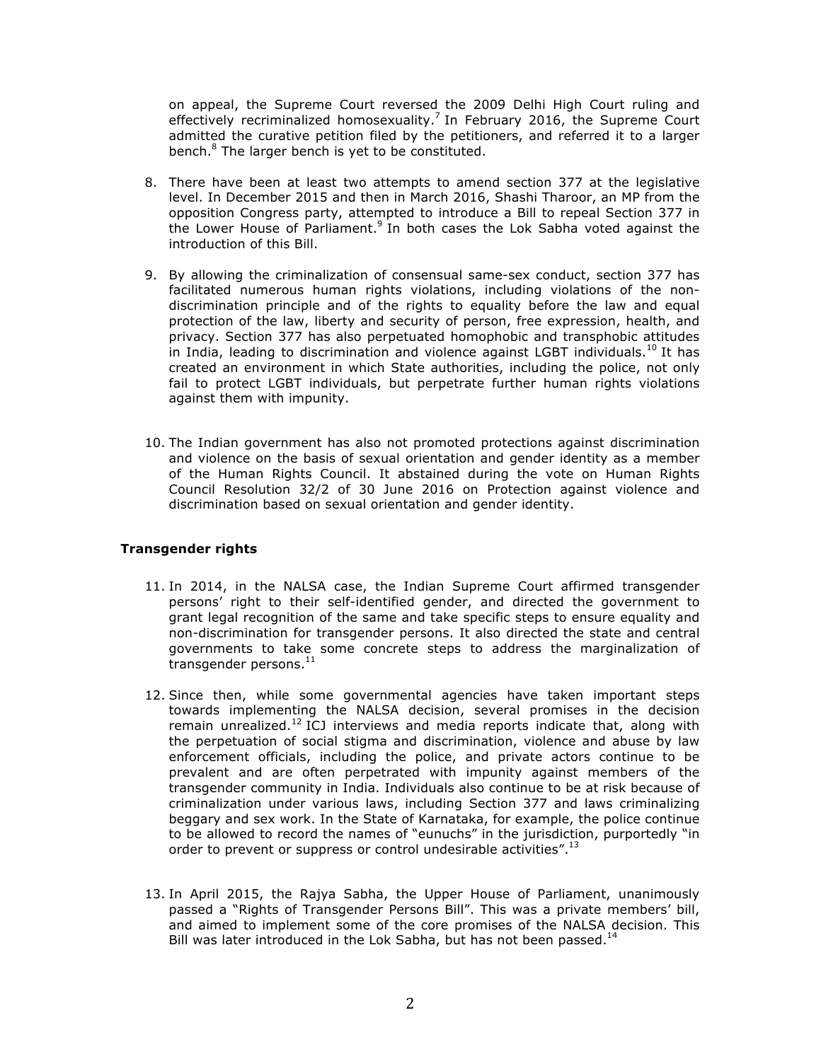on appeal, the Supreme Court reversed the 2009 Delhi High Court ruling and effectively recriminalized homosexuality.[7] In February 2016, the Supreme Court admitted the curative petition filed by the petitioners, and referred it to a larger bench.[8] The larger bench is yet to be constituted.

8. There have been at least two attempts to amend section 377 at the legislative level. In December 2015 and then in March 2016, Shashi Tharoor, an MP from the opposition Congress party, attempted to introduce a Bill to repeal Section 377 in the Lower House of Parliament.[9] In both cases the Lok Sabha voted against the introduction of this Bill.

9. By allowing the criminalization of consensual same-sex conduct, section 377 has facilitated numerous human rights violations, including violations of the non-discrimination principle and of the rights to equality before the law and equal protection of the law, liberty and security of person, free expression, health, and privacy. Section 377 has also perpetuated homophobic and transphobic attitudes in India, leading to discrimination and violence against LGBT individuals.[10] It has created an environment in which State authorities, including the police, not only fail to protect LGBT individuals, but perpetrate further human rights violations against them with impunity.

10. The Indian government has also not promoted protections against discrimination and violence on the basis of sexual orientation and gender identity as a member of the Human Rights Council. It abstained during the vote on Human Rights Council Resolution 32/2 of 30 June 2016 on Protection against violence and discrimination based on sexual orientation and gender identity.

**Transgender rights**

11. In 2014, in the NALSA case, the Indian Supreme Court affirmed transgender persons' right to their self-identified gender, and directed the government to grant legal recognition of the same and take specific steps to ensure equality and non-discrimination for transgender persons. It also directed the state and central governments to take some concrete steps to address the marginalization of transgender persons.[11]

12. Since then, while some governmental agencies have taken important steps towards implementing the NALSA decision, several promises in the decision remain unrealized.[12] ICJ interviews and media reports indicate that, along with the perpetuation of social stigma and discrimination, violence and abuse by law enforcement officials, including the police, and private actors continue to be prevalent and are often perpetrated with impunity against members of the transgender community in India. Individuals also continue to be at risk because of criminalization under various laws, including Section 377 and laws criminalizing beggary and sex work. In the State of Karnataka, for example, the police continue to be allowed to record the names of "eunuchs" in the jurisdiction, purportedly "in order to prevent or suppress or control undesirable activities".[13]

13. In April 2015, the Rajya Sabha, the Upper House of Parliament, unanimously passed a "Rights of Transgender Persons Bill". This was a private members' bill, and aimed to implement some of the core promises of the NALSA decision. This Bill was later introduced in the Lok Sabha, but has not been passed.[14]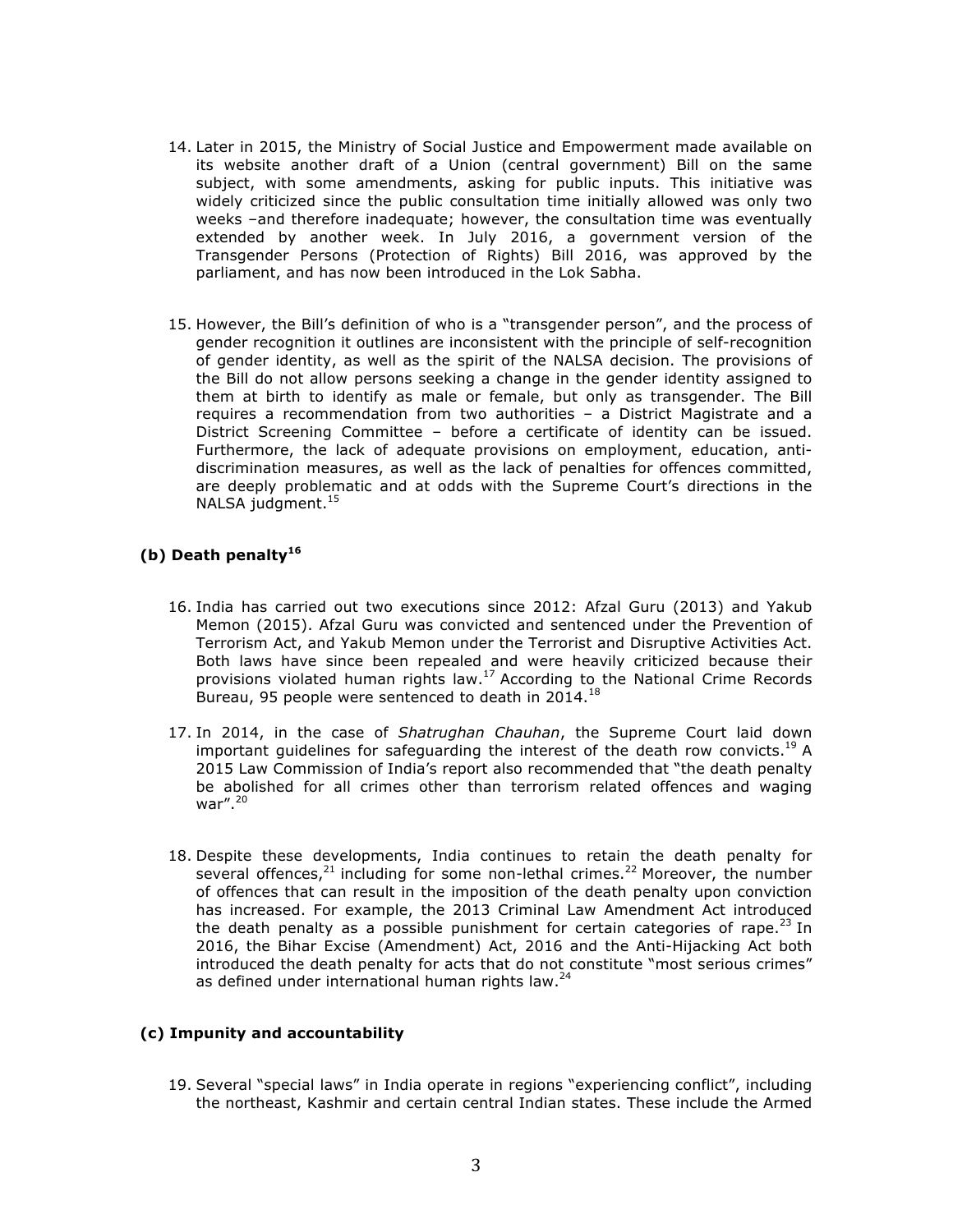14. Later in 2015, the Ministry of Social Justice and Empowerment made available on its website another draft of a Union (central government) Bill on the same subject, with some amendments, asking for public inputs. This initiative was widely criticized since the public consultation time initially allowed was only two weeks –and therefore inadequate; however, the consultation time was eventually extended by another week. In July 2016, a government version of the Transgender Persons (Protection of Rights) Bill 2016, was approved by the parliament, and has now been introduced in the Lok Sabha.

15. However, the Bill's definition of who is a "transgender person", and the process of gender recognition it outlines are inconsistent with the principle of self-recognition of gender identity, as well as the spirit of the NALSA decision. The provisions of the Bill do not allow persons seeking a change in the gender identity assigned to them at birth to identify as male or female, but only as transgender. The Bill requires a recommendation from two authorities – a District Magistrate and a District Screening Committee – before a certificate of identity can be issued. Furthermore, the lack of adequate provisions on employment, education, anti-discrimination measures, as well as the lack of penalties for offences committed, are deeply problematic and at odds with the Supreme Court's directions in the NALSA judgment.[15]

### (b) Death penalty[16]

16. India has carried out two executions since 2012: Afzal Guru (2013) and Yakub Memon (2015). Afzal Guru was convicted and sentenced under the Prevention of Terrorism Act, and Yakub Memon under the Terrorist and Disruptive Activities Act. Both laws have since been repealed and were heavily criticized because their provisions violated human rights law.[17] According to the National Crime Records Bureau, 95 people were sentenced to death in 2014.[18]

17. In 2014, in the case of *Shatrughan Chauhan*, the Supreme Court laid down important guidelines for safeguarding the interest of the death row convicts.[19] A 2015 Law Commission of India's report also recommended that "the death penalty be abolished for all crimes other than terrorism related offences and waging war".[20]

18. Despite these developments, India continues to retain the death penalty for several offences,[21] including for some non-lethal crimes.[22] Moreover, the number of offences that can result in the imposition of the death penalty upon conviction has increased. For example, the 2013 Criminal Law Amendment Act introduced the death penalty as a possible punishment for certain categories of rape.[23] In 2016, the Bihar Excise (Amendment) Act, 2016 and the Anti-Hijacking Act both introduced the death penalty for acts that do not constitute "most serious crimes" as defined under international human rights law.[24]

### (c) Impunity and accountability

19. Several "special laws" in India operate in regions "experiencing conflict", including the northeast, Kashmir and certain central Indian states. These include the Armed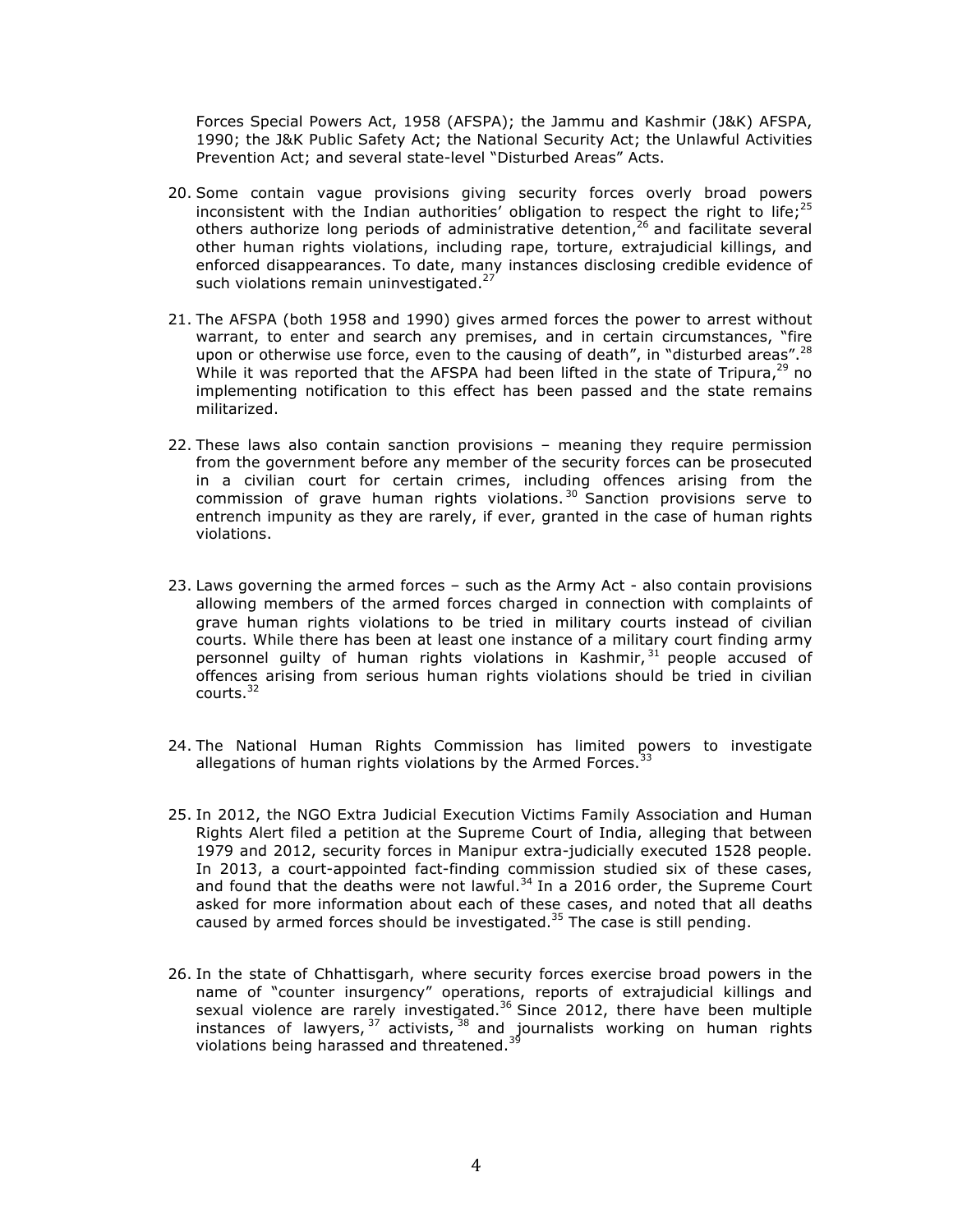Forces Special Powers Act, 1958 (AFSPA); the Jammu and Kashmir (J&K) AFSPA, 1990; the J&K Public Safety Act; the National Security Act; the Unlawful Activities Prevention Act; and several state-level "Disturbed Areas" Acts.

20. Some contain vague provisions giving security forces overly broad powers inconsistent with the Indian authorities' obligation to respect the right to life;[25] others authorize long periods of administrative detention,[26] and facilitate several other human rights violations, including rape, torture, extrajudicial killings, and enforced disappearances. To date, many instances disclosing credible evidence of such violations remain uninvestigated.[27]

21. The AFSPA (both 1958 and 1990) gives armed forces the power to arrest without warrant, to enter and search any premises, and in certain circumstances, "fire upon or otherwise use force, even to the causing of death", in "disturbed areas".[28] While it was reported that the AFSPA had been lifted in the state of Tripura,[29] no implementing notification to this effect has been passed and the state remains militarized.

22. These laws also contain sanction provisions – meaning they require permission from the government before any member of the security forces can be prosecuted in a civilian court for certain crimes, including offences arising from the commission of grave human rights violations.[30] Sanction provisions serve to entrench impunity as they are rarely, if ever, granted in the case of human rights violations.

23. Laws governing the armed forces – such as the Army Act - also contain provisions allowing members of the armed forces charged in connection with complaints of grave human rights violations to be tried in military courts instead of civilian courts. While there has been at least one instance of a military court finding army personnel guilty of human rights violations in Kashmir,[31] people accused of offences arising from serious human rights violations should be tried in civilian courts.[32]

24. The National Human Rights Commission has limited powers to investigate allegations of human rights violations by the Armed Forces.[33]

25. In 2012, the NGO Extra Judicial Execution Victims Family Association and Human Rights Alert filed a petition at the Supreme Court of India, alleging that between 1979 and 2012, security forces in Manipur extra-judicially executed 1528 people. In 2013, a court-appointed fact-finding commission studied six of these cases, and found that the deaths were not lawful.[34] In a 2016 order, the Supreme Court asked for more information about each of these cases, and noted that all deaths caused by armed forces should be investigated.[35] The case is still pending.

26. In the state of Chhattisgarh, where security forces exercise broad powers in the name of "counter insurgency" operations, reports of extrajudicial killings and sexual violence are rarely investigated.[36] Since 2012, there have been multiple instances of lawyers,[37] activists,[38] and journalists working on human rights violations being harassed and threatened.[39]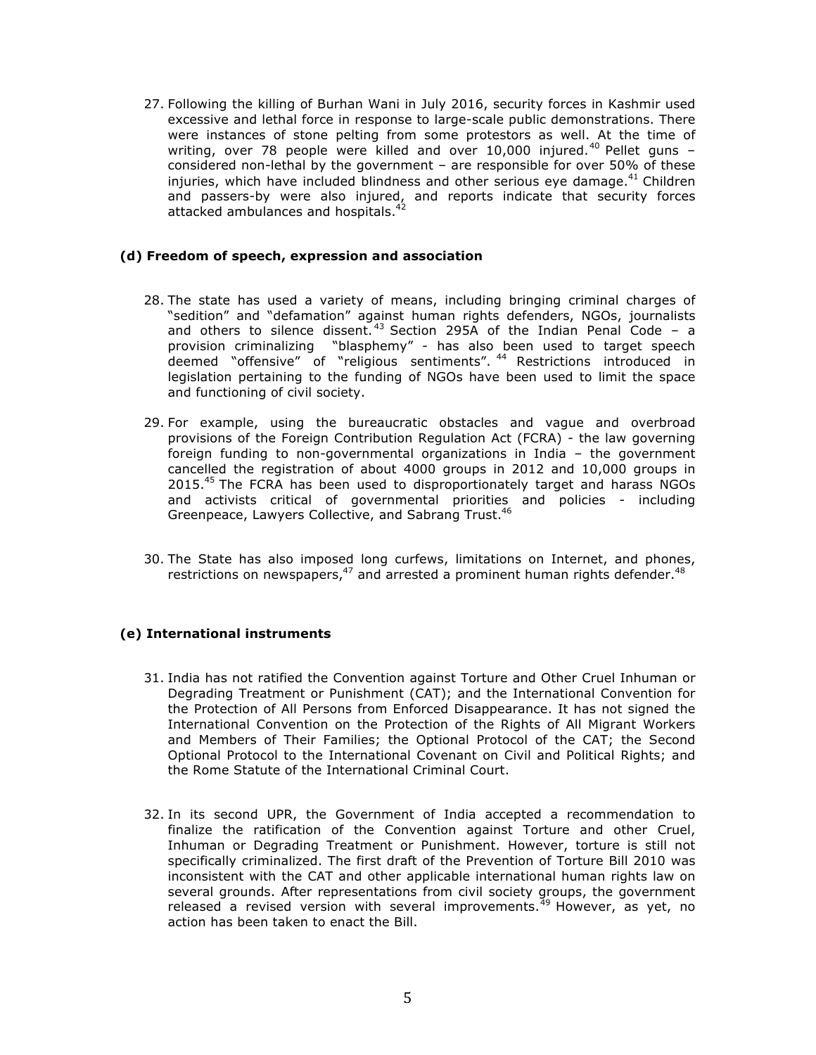27. Following the killing of Burhan Wani in July 2016, security forces in Kashmir used excessive and lethal force in response to large-scale public demonstrations. There were instances of stone pelting from some protestors as well. At the time of writing, over 78 people were killed and over 10,000 injured.[40] Pellet guns – considered non-lethal by the government – are responsible for over 50% of these injuries, which have included blindness and other serious eye damage.[41] Children and passers-by were also injured, and reports indicate that security forces attacked ambulances and hospitals.[42]

### (d) Freedom of speech, expression and association

28. The state has used a variety of means, including bringing criminal charges of "sedition" and "defamation" against human rights defenders, NGOs, journalists and others to silence dissent.[43] Section 295A of the Indian Penal Code – a provision criminalizing "blasphemy" - has also been used to target speech deemed "offensive" of "religious sentiments".[44] Restrictions introduced in legislation pertaining to the funding of NGOs have been used to limit the space and functioning of civil society.

29. For example, using the bureaucratic obstacles and vague and overbroad provisions of the Foreign Contribution Regulation Act (FCRA) - the law governing foreign funding to non-governmental organizations in India – the government cancelled the registration of about 4000 groups in 2012 and 10,000 groups in 2015.[45] The FCRA has been used to disproportionately target and harass NGOs and activists critical of governmental priorities and policies - including Greenpeace, Lawyers Collective, and Sabrang Trust.[46]

30. The State has also imposed long curfews, limitations on Internet, and phones, restrictions on newspapers,[47] and arrested a prominent human rights defender.[48]

### (e) International instruments

31. India has not ratified the Convention against Torture and Other Cruel Inhuman or Degrading Treatment or Punishment (CAT); and the International Convention for the Protection of All Persons from Enforced Disappearance. It has not signed the International Convention on the Protection of the Rights of All Migrant Workers and Members of Their Families; the Optional Protocol of the CAT; the Second Optional Protocol to the International Covenant on Civil and Political Rights; and the Rome Statute of the International Criminal Court.

32. In its second UPR, the Government of India accepted a recommendation to finalize the ratification of the Convention against Torture and other Cruel, Inhuman or Degrading Treatment or Punishment. However, torture is still not specifically criminalized. The first draft of the Prevention of Torture Bill 2010 was inconsistent with the CAT and other applicable international human rights law on several grounds. After representations from civil society groups, the government released a revised version with several improvements.[49] However, as yet, no action has been taken to enact the Bill.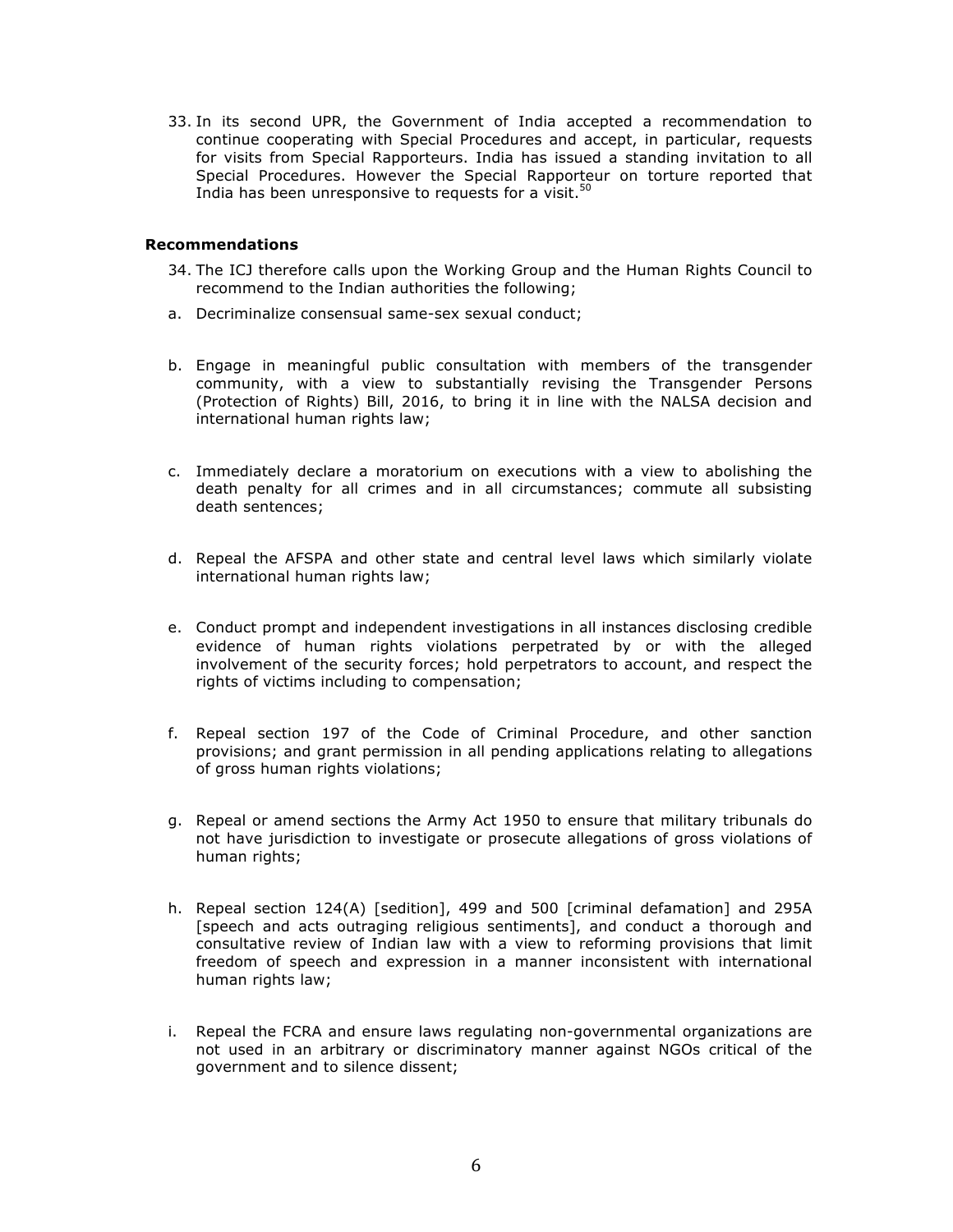33. In its second UPR, the Government of India accepted a recommendation to continue cooperating with Special Procedures and accept, in particular, requests for visits from Special Rapporteurs. India has issued a standing invitation to all Special Procedures. However the Special Rapporteur on torture reported that India has been unresponsive to requests for a visit.[50]

**Recommendations**

34. The ICJ therefore calls upon the Working Group and the Human Rights Council to recommend to the Indian authorities the following;

a. Decriminalize consensual same-sex sexual conduct;

b. Engage in meaningful public consultation with members of the transgender community, with a view to substantially revising the Transgender Persons (Protection of Rights) Bill, 2016, to bring it in line with the NALSA decision and international human rights law;

c. Immediately declare a moratorium on executions with a view to abolishing the death penalty for all crimes and in all circumstances; commute all subsisting death sentences;

d. Repeal the AFSPA and other state and central level laws which similarly violate international human rights law;

e. Conduct prompt and independent investigations in all instances disclosing credible evidence of human rights violations perpetrated by or with the alleged involvement of the security forces; hold perpetrators to account, and respect the rights of victims including to compensation;

f. Repeal section 197 of the Code of Criminal Procedure, and other sanction provisions; and grant permission in all pending applications relating to allegations of gross human rights violations;

g. Repeal or amend sections the Army Act 1950 to ensure that military tribunals do not have jurisdiction to investigate or prosecute allegations of gross violations of human rights;

h. Repeal section 124(A) [sedition], 499 and 500 [criminal defamation] and 295A [speech and acts outraging religious sentiments], and conduct a thorough and consultative review of Indian law with a view to reforming provisions that limit freedom of speech and expression in a manner inconsistent with international human rights law;

i. Repeal the FCRA and ensure laws regulating non-governmental organizations are not used in an arbitrary or discriminatory manner against NGOs critical of the government and to silence dissent;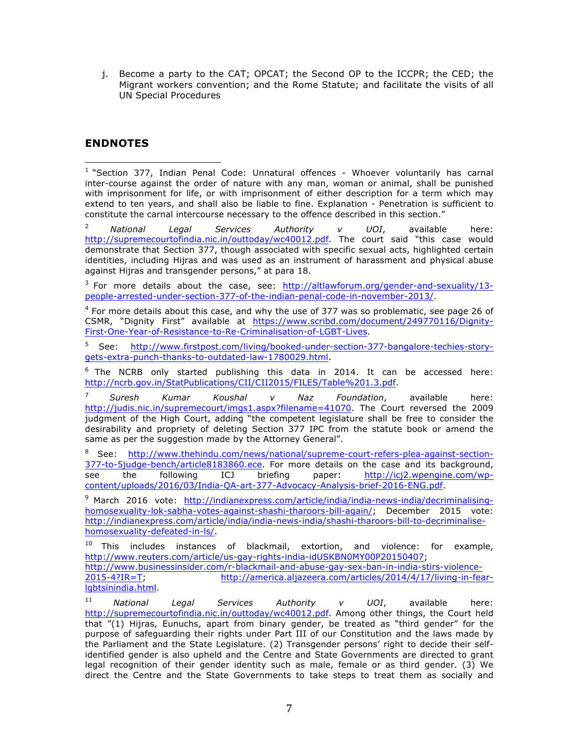j. Become a party to the CAT; OPCAT; the Second OP to the ICCPR; the CED; the Migrant workers convention; and the Rome Statute; and facilitate the visits of all UN Special Procedures

## ENDNOTES

[1] "Section 377, Indian Penal Code: Unnatural offences - Whoever voluntarily has carnal inter-course against the order of nature with any man, woman or animal, shall be punished with imprisonment for life, or with imprisonment of either description for a term which may extend to ten years, and shall also be liable to fine. Explanation - Penetration is sufficient to constitute the carnal intercourse necessary to the offence described in this section."

[2] *National Legal Services Authority v UOI*, available here: http://supremecourtofindia.nic.in/outtoday/wc40012.pdf. The court said "this case would demonstrate that Section 377, though associated with specific sexual acts, highlighted certain identities, including Hijras and was used as an instrument of harassment and physical abuse against Hijras and transgender persons," at para 18.

[3] For more details about the case, see: http://altlawforum.org/gender-and-sexuality/13-people-arrested-under-section-377-of-the-indian-penal-code-in-november-2013/.

[4] For more details about this case, and why the use of 377 was so problematic, see page 26 of CSMR, "Dignity First" available at https://www.scribd.com/document/249770116/Dignity-First-One-Year-of-Resistance-to-Re-Criminalisation-of-LGBT-Lives.

[5] See: http://www.firstpost.com/living/booked-under-section-377-bangalore-techies-story-gets-extra-punch-thanks-to-outdated-law-1780029.html.

[6] The NCRB only started publishing this data in 2014. It can be accessed here: http://ncrb.gov.in/StatPublications/CII/CII2015/FILES/Table%201.3.pdf.

[7] *Suresh Kumar Koushal v Naz Foundation*, available here: http://judis.nic.in/supremecourt/imgs1.aspx?filename=41070. The Court reversed the 2009 judgment of the High Court, adding "the competent legislature shall be free to consider the desirability and propriety of deleting Section 377 IPC from the statute book or amend the same as per the suggestion made by the Attorney General".

[8] See: http://www.thehindu.com/news/national/supreme-court-refers-plea-against-section-377-to-5judge-bench/article8183860.ece. For more details on the case and its background, see the following ICJ briefing paper: http://icj2.wpengine.com/wp-content/uploads/2016/03/India-QA-art-377-Advocacy-Analysis-brief-2016-ENG.pdf.

[9] March 2016 vote: http://indianexpress.com/article/india/india-news-india/decriminalising-homosexuality-lok-sabha-votes-against-shashi-tharoors-bill-again/; December 2015 vote: http://indianexpress.com/article/india/india-news-india/shashi-tharoors-bill-to-decriminalise-homosexuality-defeated-in-ls/.

[10] This includes instances of blackmail, extortion, and violence: for example, http://www.reuters.com/article/us-gay-rights-india-idUSKBN0MY00P20150407; http://www.businessinsider.com/r-blackmail-and-abuse-gay-sex-ban-in-india-stirs-violence-2015-4?IR=T; http://america.aljazeera.com/articles/2014/4/17/living-in-fear-lgbtsinindia.html.

[11] *National Legal Services Authority v UOI*, available here: http://supremecourtofindia.nic.in/outtoday/wc40012.pdf. Among other things, the Court held that "(1) Hijras, Eunuchs, apart from binary gender, be treated as "third gender" for the purpose of safeguarding their rights under Part III of our Constitution and the laws made by the Parliament and the State Legislature. (2) Transgender persons' right to decide their self-identified gender is also upheld and the Centre and State Governments are directed to grant legal recognition of their gender identity such as male, female or as third gender. (3) We direct the Centre and the State Governments to take steps to treat them as socially and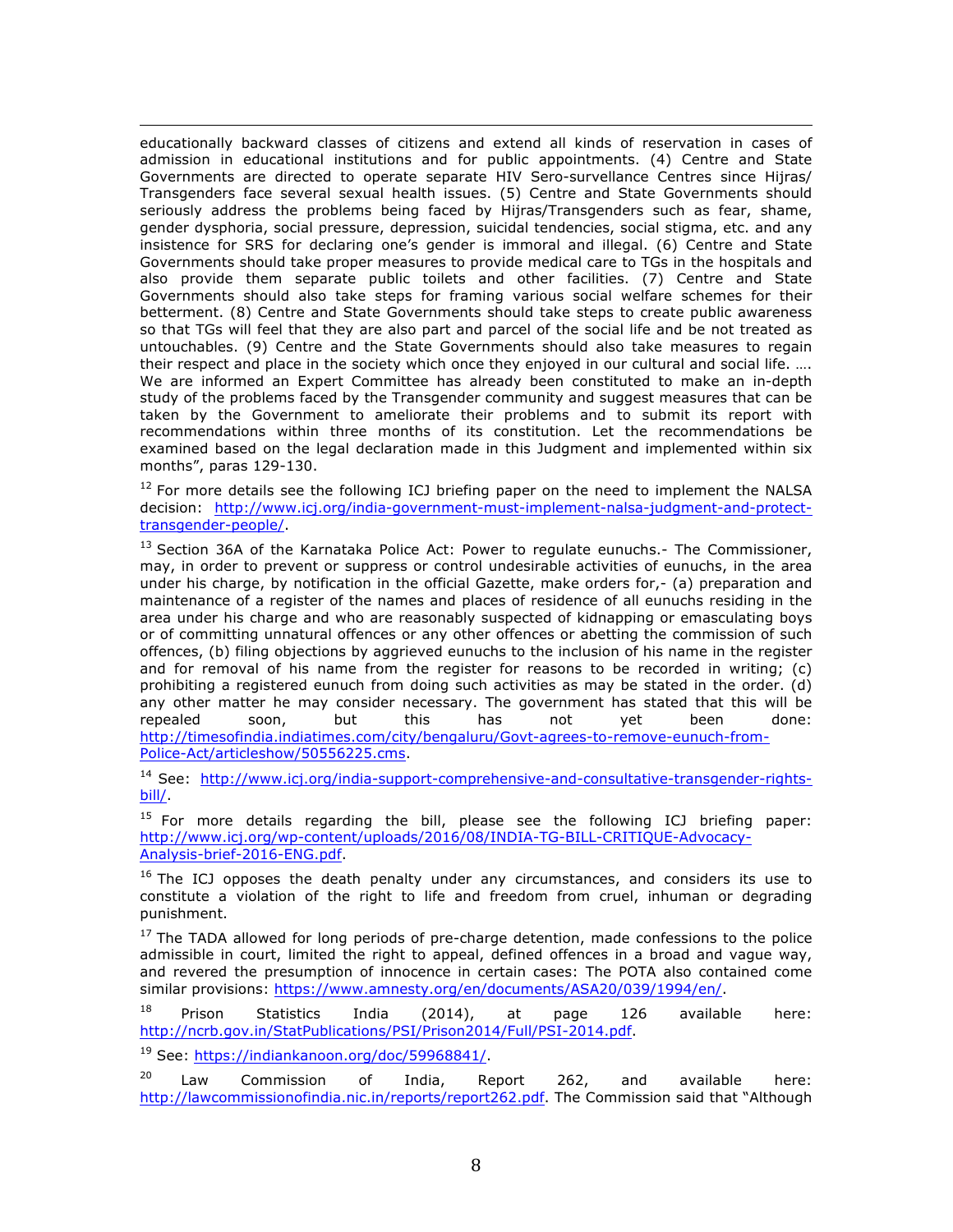educationally backward classes of citizens and extend all kinds of reservation in cases of admission in educational institutions and for public appointments. (4) Centre and State Governments are directed to operate separate HIV Sero-survellance Centres since Hijras/ Transgenders face several sexual health issues. (5) Centre and State Governments should seriously address the problems being faced by Hijras/Transgenders such as fear, shame, gender dysphoria, social pressure, depression, suicidal tendencies, social stigma, etc. and any insistence for SRS for declaring one's gender is immoral and illegal. (6) Centre and State Governments should take proper measures to provide medical care to TGs in the hospitals and also provide them separate public toilets and other facilities. (7) Centre and State Governments should also take steps for framing various social welfare schemes for their betterment. (8) Centre and State Governments should take steps to create public awareness so that TGs will feel that they are also part and parcel of the social life and be not treated as untouchables. (9) Centre and the State Governments should also take measures to regain their respect and place in the society which once they enjoyed in our cultural and social life. …. We are informed an Expert Committee has already been constituted to make an in-depth study of the problems faced by the Transgender community and suggest measures that can be taken by the Government to ameliorate their problems and to submit its report with recommendations within three months of its constitution. Let the recommendations be examined based on the legal declaration made in this Judgment and implemented within six months", paras 129-130.

[12] For more details see the following ICJ briefing paper on the need to implement the NALSA decision: http://www.icj.org/india-government-must-implement-nalsa-judgment-and-protect-transgender-people/.

[13] Section 36A of the Karnataka Police Act: Power to regulate eunuchs.- The Commissioner, may, in order to prevent or suppress or control undesirable activities of eunuchs, in the area under his charge, by notification in the official Gazette, make orders for,- (a) preparation and maintenance of a register of the names and places of residence of all eunuchs residing in the area under his charge and who are reasonably suspected of kidnapping or emasculating boys or of committing unnatural offences or any other offences or abetting the commission of such offences, (b) filing objections by aggrieved eunuchs to the inclusion of his name in the register and for removal of his name from the register for reasons to be recorded in writing; (c) prohibiting a registered eunuch from doing such activities as may be stated in the order. (d) any other matter he may consider necessary. The government has stated that this will be repealed soon, but this has not yet been done: http://timesofindia.indiatimes.com/city/bengaluru/Govt-agrees-to-remove-eunuch-from-Police-Act/articleshow/50556225.cms.

[14] See: http://www.icj.org/india-support-comprehensive-and-consultative-transgender-rights-bill/.

[15] For more details regarding the bill, please see the following ICJ briefing paper: http://www.icj.org/wp-content/uploads/2016/08/INDIA-TG-BILL-CRITIQUE-Advocacy-Analysis-brief-2016-ENG.pdf.

[16] The ICJ opposes the death penalty under any circumstances, and considers its use to constitute a violation of the right to life and freedom from cruel, inhuman or degrading punishment.

[17] The TADA allowed for long periods of pre-charge detention, made confessions to the police admissible in court, limited the right to appeal, defined offences in a broad and vague way, and revered the presumption of innocence in certain cases: The POTA also contained come similar provisions: https://www.amnesty.org/en/documents/ASA20/039/1994/en/.

[18] Prison Statistics India (2014), at page 126 available here: http://ncrb.gov.in/StatPublications/PSI/Prison2014/Full/PSI-2014.pdf.

[19] See: https://indiankanoon.org/doc/59968841/.

[20] Law Commission of India, Report 262, and available here: http://lawcommissionofindia.nic.in/reports/report262.pdf. The Commission said that "Although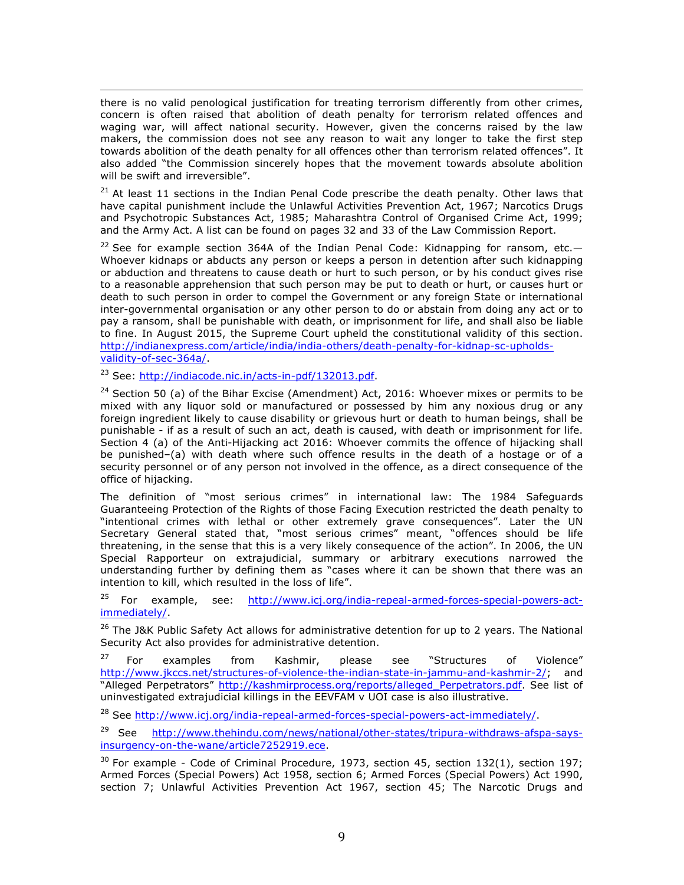there is no valid penological justification for treating terrorism differently from other crimes, concern is often raised that abolition of death penalty for terrorism related offences and waging war, will affect national security. However, given the concerns raised by the law makers, the commission does not see any reason to wait any longer to take the first step towards abolition of the death penalty for all offences other than terrorism related offences". It also added "the Commission sincerely hopes that the movement towards absolute abolition will be swift and irreversible".

[21] At least 11 sections in the Indian Penal Code prescribe the death penalty. Other laws that have capital punishment include the Unlawful Activities Prevention Act, 1967; Narcotics Drugs and Psychotropic Substances Act, 1985; Maharashtra Control of Organised Crime Act, 1999; and the Army Act. A list can be found on pages 32 and 33 of the Law Commission Report.

[22] See for example section 364A of the Indian Penal Code: Kidnapping for ransom, etc.—Whoever kidnaps or abducts any person or keeps a person in detention after such kidnapping or abduction and threatens to cause death or hurt to such person, or by his conduct gives rise to a reasonable apprehension that such person may be put to death or hurt, or causes hurt or death to such person in order to compel the Government or any foreign State or international inter-governmental organisation or any other person to do or abstain from doing any act or to pay a ransom, shall be punishable with death, or imprisonment for life, and shall also be liable to fine. In August 2015, the Supreme Court upheld the constitutional validity of this section. http://indianexpress.com/article/india/india-others/death-penalty-for-kidnap-sc-upholds-validity-of-sec-364a/.

[23] See: http://indiacode.nic.in/acts-in-pdf/132013.pdf.

[24] Section 50 (a) of the Bihar Excise (Amendment) Act, 2016: Whoever mixes or permits to be mixed with any liquor sold or manufactured or possessed by him any noxious drug or any foreign ingredient likely to cause disability or grievous hurt or death to human beings, shall be punishable - if as a result of such an act, death is caused, with death or imprisonment for life. Section 4 (a) of the Anti-Hijacking act 2016: Whoever commits the offence of hijacking shall be punished–(a) with death where such offence results in the death of a hostage or of a security personnel or of any person not involved in the offence, as a direct consequence of the office of hijacking.

The definition of "most serious crimes" in international law: The 1984 Safeguards Guaranteeing Protection of the Rights of those Facing Execution restricted the death penalty to "intentional crimes with lethal or other extremely grave consequences". Later the UN Secretary General stated that, "most serious crimes" meant, "offences should be life threatening, in the sense that this is a very likely consequence of the action". In 2006, the UN Special Rapporteur on extrajudicial, summary or arbitrary executions narrowed the understanding further by defining them as "cases where it can be shown that there was an intention to kill, which resulted in the loss of life".

[25] For example, see: http://www.icj.org/india-repeal-armed-forces-special-powers-act-immediately/.

[26] The J&K Public Safety Act allows for administrative detention for up to 2 years. The National Security Act also provides for administrative detention.

[27] For examples from Kashmir, please see "Structures of Violence" http://www.jkccs.net/structures-of-violence-the-indian-state-in-jammu-and-kashmir-2/; and "Alleged Perpetrators" http://kashmirprocess.org/reports/alleged_Perpetrators.pdf. See list of uninvestigated extrajudicial killings in the EEVFAM v UOI case is also illustrative.

[28] See http://www.icj.org/india-repeal-armed-forces-special-powers-act-immediately/.

[29] See http://www.thehindu.com/news/national/other-states/tripura-withdraws-afspa-says-insurgency-on-the-wane/article7252919.ece.

[30] For example - Code of Criminal Procedure, 1973, section 45, section 132(1), section 197; Armed Forces (Special Powers) Act 1958, section 6; Armed Forces (Special Powers) Act 1990, section 7; Unlawful Activities Prevention Act 1967, section 45; The Narcotic Drugs and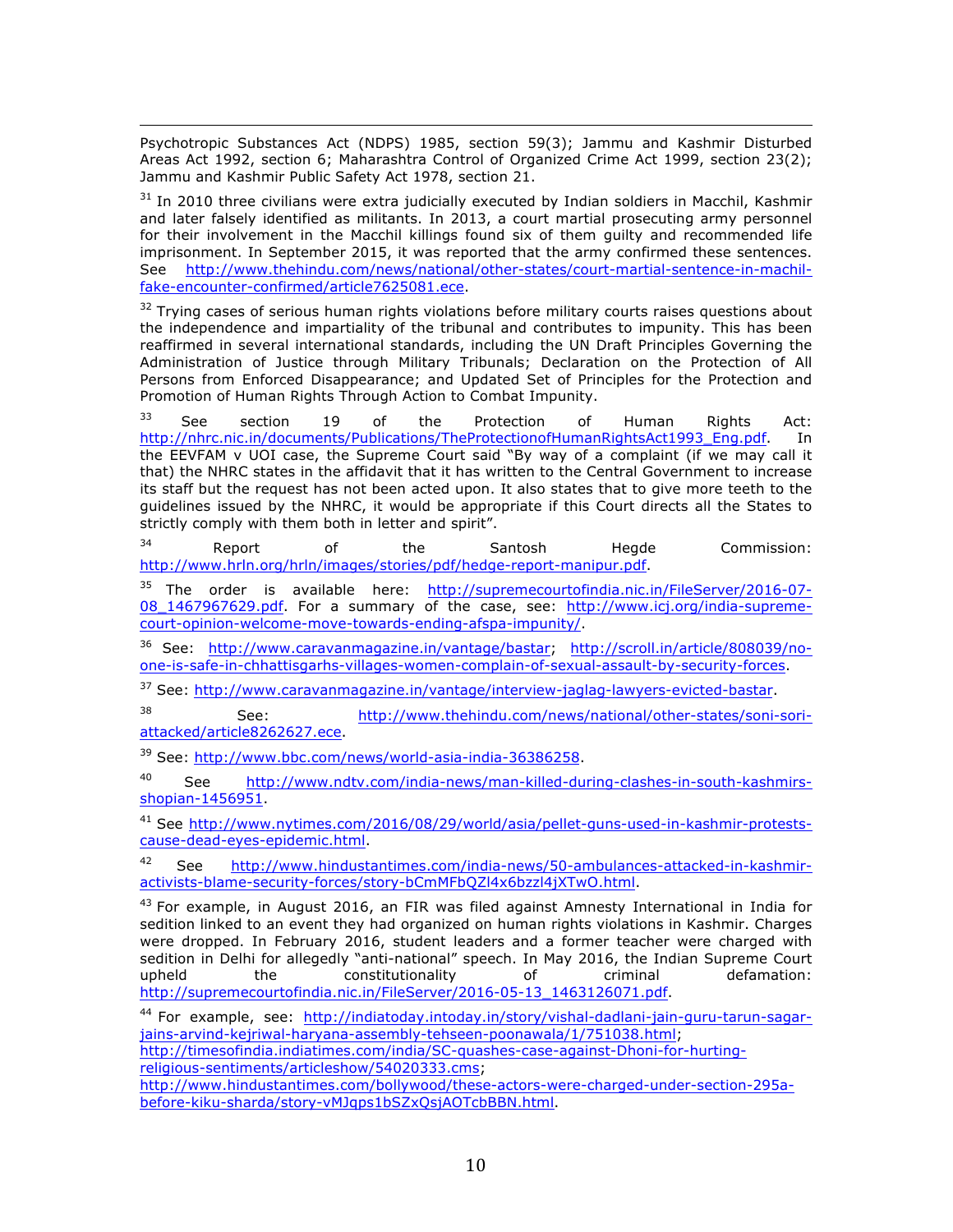Psychotropic Substances Act (NDPS) 1985, section 59(3); Jammu and Kashmir Disturbed Areas Act 1992, section 6; Maharashtra Control of Organized Crime Act 1999, section 23(2); Jammu and Kashmir Public Safety Act 1978, section 21.

[31] In 2010 three civilians were extra judicially executed by Indian soldiers in Macchil, Kashmir and later falsely identified as militants. In 2013, a court martial prosecuting army personnel for their involvement in the Macchil killings found six of them guilty and recommended life imprisonment. In September 2015, it was reported that the army confirmed these sentences. See http://www.thehindu.com/news/national/other-states/court-martial-sentence-in-machil-fake-encounter-confirmed/article7625081.ece.

[32] Trying cases of serious human rights violations before military courts raises questions about the independence and impartiality of the tribunal and contributes to impunity. This has been reaffirmed in several international standards, including the UN Draft Principles Governing the Administration of Justice through Military Tribunals; Declaration on the Protection of All Persons from Enforced Disappearance; and Updated Set of Principles for the Protection and Promotion of Human Rights Through Action to Combat Impunity.

[33] See section 19 of the Protection of Human Rights Act: http://nhrc.nic.in/documents/Publications/TheProtectionofHumanRightsAct1993_Eng.pdf. In the EEVFAM v UOI case, the Supreme Court said "By way of a complaint (if we may call it that) the NHRC states in the affidavit that it has written to the Central Government to increase its staff but the request has not been acted upon. It also states that to give more teeth to the guidelines issued by the NHRC, it would be appropriate if this Court directs all the States to strictly comply with them both in letter and spirit".

[34] Report of the Santosh Hegde Commission: http://www.hrln.org/hrln/images/stories/pdf/hedge-report-manipur.pdf.

[35] The order is available here: http://supremecourtofindia.nic.in/FileServer/2016-07-08_1467967629.pdf. For a summary of the case, see: http://www.icj.org/india-supreme-court-opinion-welcome-move-towards-ending-afspa-impunity/.

[36] See: http://www.caravanmagazine.in/vantage/bastar; http://scroll.in/article/808039/no-one-is-safe-in-chhattisgarhs-villages-women-complain-of-sexual-assault-by-security-forces.

[37] See: http://www.caravanmagazine.in/vantage/interview-jaglag-lawyers-evicted-bastar.

[38] See: http://www.thehindu.com/news/national/other-states/soni-sori-attacked/article8262627.ece.

[39] See: http://www.bbc.com/news/world-asia-india-36386258.

[40] See http://www.ndtv.com/india-news/man-killed-during-clashes-in-south-kashmirs-shopian-1456951.

[41] See http://www.nytimes.com/2016/08/29/world/asia/pellet-guns-used-in-kashmir-protests-cause-dead-eyes-epidemic.html.

[42] See http://www.hindustantimes.com/india-news/50-ambulances-attacked-in-kashmir-activists-blame-security-forces/story-bCmMFbQZl4x6bzzl4jXTwO.html.

[43] For example, in August 2016, an FIR was filed against Amnesty International in India for sedition linked to an event they had organized on human rights violations in Kashmir. Charges were dropped. In February 2016, student leaders and a former teacher were charged with sedition in Delhi for allegedly "anti-national" speech. In May 2016, the Indian Supreme Court upheld the constitutionality of criminal defamation: http://supremecourtofindia.nic.in/FileServer/2016-05-13_1463126071.pdf.

[44] For example, see: http://indiatoday.intoday.in/story/vishal-dadlani-jain-guru-tarun-sagar-jains-arvind-kejriwal-haryana-assembly-tehseen-poonawala/1/751038.html; http://timesofindia.indiatimes.com/india/SC-quashes-case-against-Dhoni-for-hurting-religious-sentiments/articleshow/54020333.cms; http://www.hindustantimes.com/bollywood/these-actors-were-charged-under-section-295a-before-kiku-sharda/story-vMJqps1bSZxQsjAOTcbBBN.html.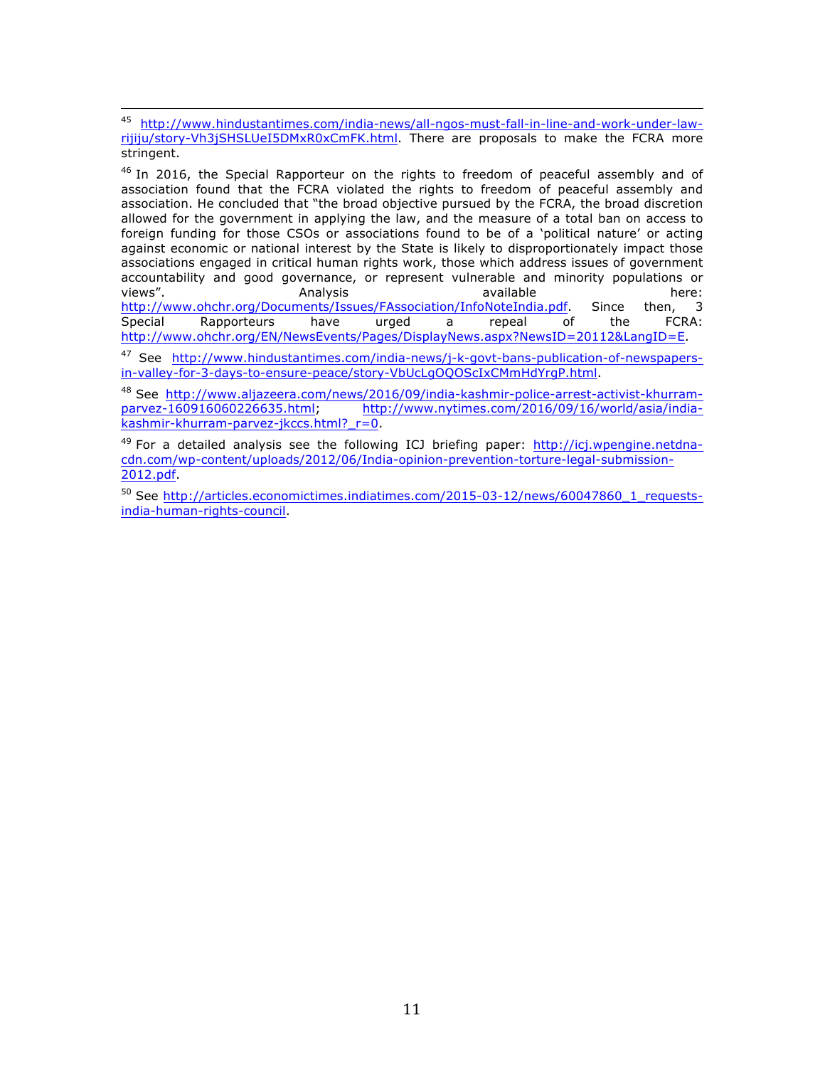[45] http://www.hindustantimes.com/india-news/all-ngos-must-fall-in-line-and-work-under-law-rijiju/story-Vh3jSHSLUeI5DMxR0xCmFK.html. There are proposals to make the FCRA more stringent.

[46] In 2016, the Special Rapporteur on the rights to freedom of peaceful assembly and of association found that the FCRA violated the rights to freedom of peaceful assembly and association. He concluded that "the broad objective pursued by the FCRA, the broad discretion allowed for the government in applying the law, and the measure of a total ban on access to foreign funding for those CSOs or associations found to be of a 'political nature' or acting against economic or national interest by the State is likely to disproportionately impact those associations engaged in critical human rights work, those which address issues of government accountability and good governance, or represent vulnerable and minority populations or views". Analysis available here: http://www.ohchr.org/Documents/Issues/FAssociation/InfoNoteIndia.pdf. Since then, 3 Special Rapporteurs have urged a repeal of the FCRA: http://www.ohchr.org/EN/NewsEvents/Pages/DisplayNews.aspx?NewsID=20112&LangID=E.

[47] See http://www.hindustantimes.com/india-news/j-k-govt-bans-publication-of-newspapers-in-valley-for-3-days-to-ensure-peace/story-VbUcLgOQOScIxCMmHdYrgP.html.

[48] See http://www.aljazeera.com/news/2016/09/india-kashmir-police-arrest-activist-khurram-parvez-160916060226635.html; http://www.nytimes.com/2016/09/16/world/asia/india-kashmir-khurram-parvez-jkccs.html?_r=0.

[49] For a detailed analysis see the following ICJ briefing paper: http://icj.wpengine.netdna-cdn.com/wp-content/uploads/2012/06/India-opinion-prevention-torture-legal-submission-2012.pdf.

[50] See http://articles.economictimes.indiatimes.com/2015-03-12/news/60047860_1_requests-india-human-rights-council.